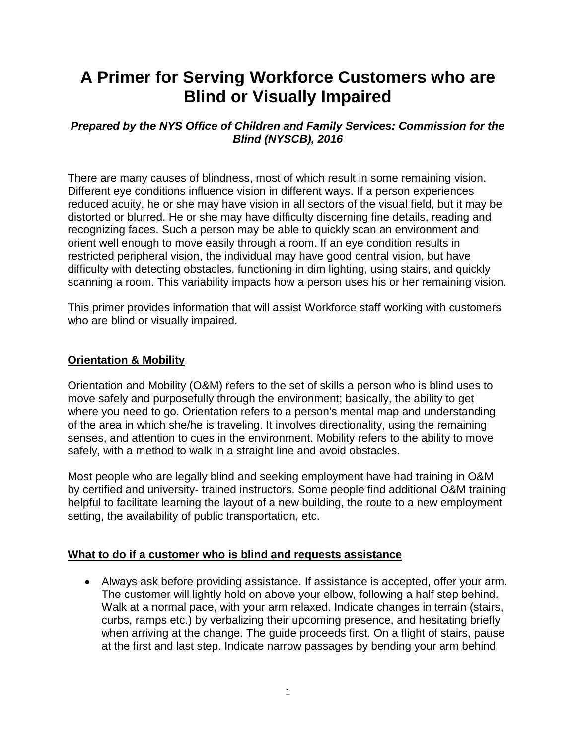# A Primer for Serving Workforce Customers who are Blind or Visually Impaired

***Prepared by the NYS Office of Children and Family Services: Commission for the Blind (NYSCB), 2016***

There are many causes of blindness, most of which result in some remaining vision. Different eye conditions influence vision in different ways. If a person experiences reduced acuity, he or she may have vision in all sectors of the visual field, but it may be distorted or blurred. He or she may have difficulty discerning fine details, reading and recognizing faces. Such a person may be able to quickly scan an environment and orient well enough to move easily through a room. If an eye condition results in restricted peripheral vision, the individual may have good central vision, but have difficulty with detecting obstacles, functioning in dim lighting, using stairs, and quickly scanning a room. This variability impacts how a person uses his or her remaining vision.

This primer provides information that will assist Workforce staff working with customers who are blind or visually impaired.

## Orientation & Mobility

Orientation and Mobility (O&M) refers to the set of skills a person who is blind uses to move safely and purposefully through the environment; basically, the ability to get where you need to go. Orientation refers to a person's mental map and understanding of the area in which she/he is traveling. It involves directionality, using the remaining senses, and attention to cues in the environment. Mobility refers to the ability to move safely, with a method to walk in a straight line and avoid obstacles.

Most people who are legally blind and seeking employment have had training in O&M by certified and university- trained instructors. Some people find additional O&M training helpful to facilitate learning the layout of a new building, the route to a new employment setting, the availability of public transportation, etc.

## What to do if a customer who is blind and requests assistance

- Always ask before providing assistance. If assistance is accepted, offer your arm. The customer will lightly hold on above your elbow, following a half step behind. Walk at a normal pace, with your arm relaxed. Indicate changes in terrain (stairs, curbs, ramps etc.) by verbalizing their upcoming presence, and hesitating briefly when arriving at the change. The guide proceeds first. On a flight of stairs, pause at the first and last step. Indicate narrow passages by bending your arm behind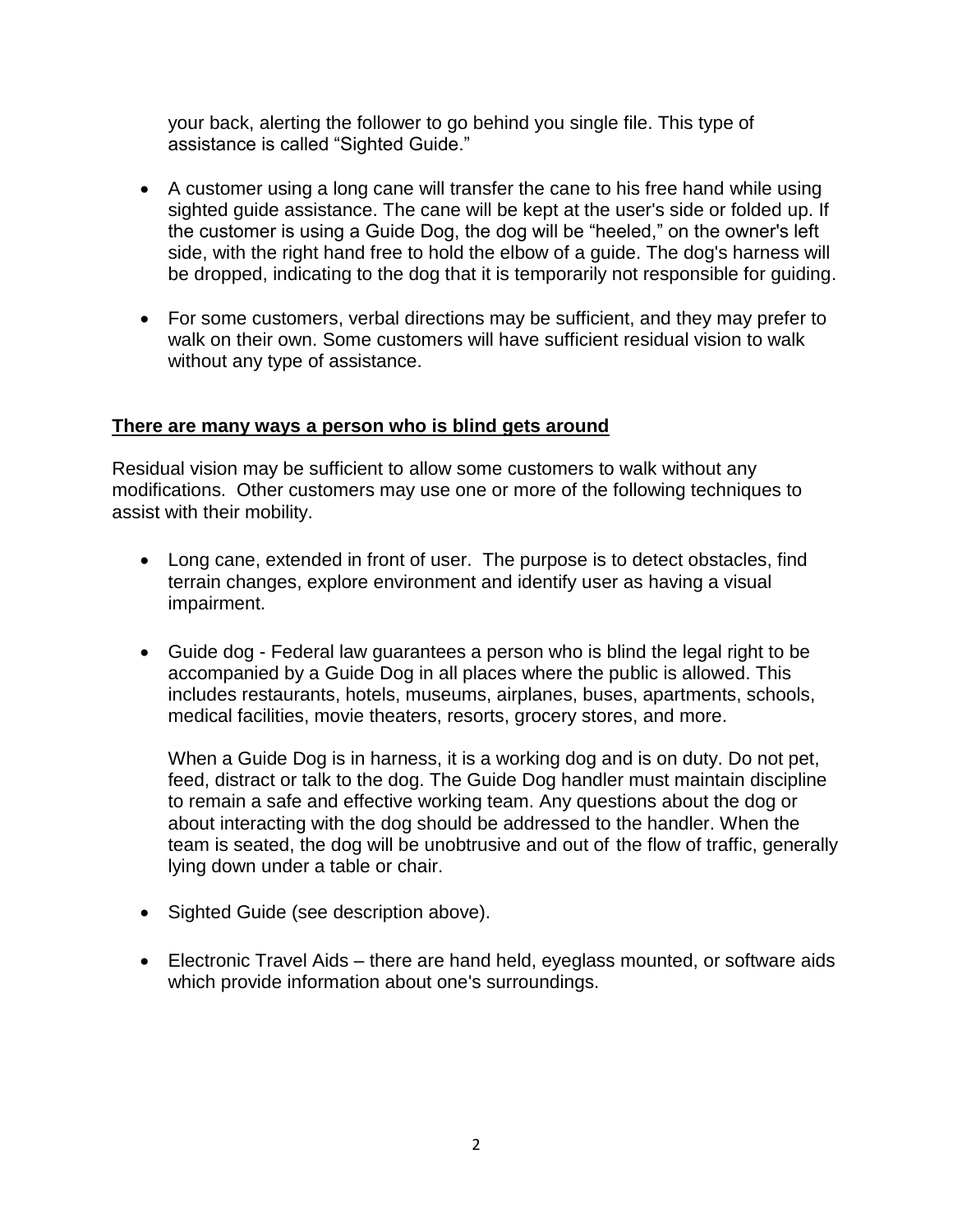your back, alerting the follower to go behind you single file. This type of assistance is called “Sighted Guide.”

- A customer using a long cane will transfer the cane to his free hand while using sighted guide assistance. The cane will be kept at the user's side or folded up. If the customer is using a Guide Dog, the dog will be “heeled,” on the owner's left side, with the right hand free to hold the elbow of a guide. The dog's harness will be dropped, indicating to the dog that it is temporarily not responsible for guiding.

- For some customers, verbal directions may be sufficient, and they may prefer to walk on their own. Some customers will have sufficient residual vision to walk without any type of assistance.

**<u>There are many ways a person who is blind gets around</u>**

Residual vision may be sufficient to allow some customers to walk without any modifications. Other customers may use one or more of the following techniques to assist with their mobility.

- Long cane, extended in front of user. The purpose is to detect obstacles, find terrain changes, explore environment and identify user as having a visual impairment.

- Guide dog - Federal law guarantees a person who is blind the legal right to be accompanied by a Guide Dog in all places where the public is allowed. This includes restaurants, hotels, museums, airplanes, buses, apartments, schools, medical facilities, movie theaters, resorts, grocery stores, and more.

  When a Guide Dog is in harness, it is a working dog and is on duty. Do not pet, feed, distract or talk to the dog. The Guide Dog handler must maintain discipline to remain a safe and effective working team. Any questions about the dog or about interacting with the dog should be addressed to the handler. When the team is seated, the dog will be unobtrusive and out of the flow of traffic, generally lying down under a table or chair.

- Sighted Guide (see description above).

- Electronic Travel Aids – there are hand held, eyeglass mounted, or software aids which provide information about one's surroundings.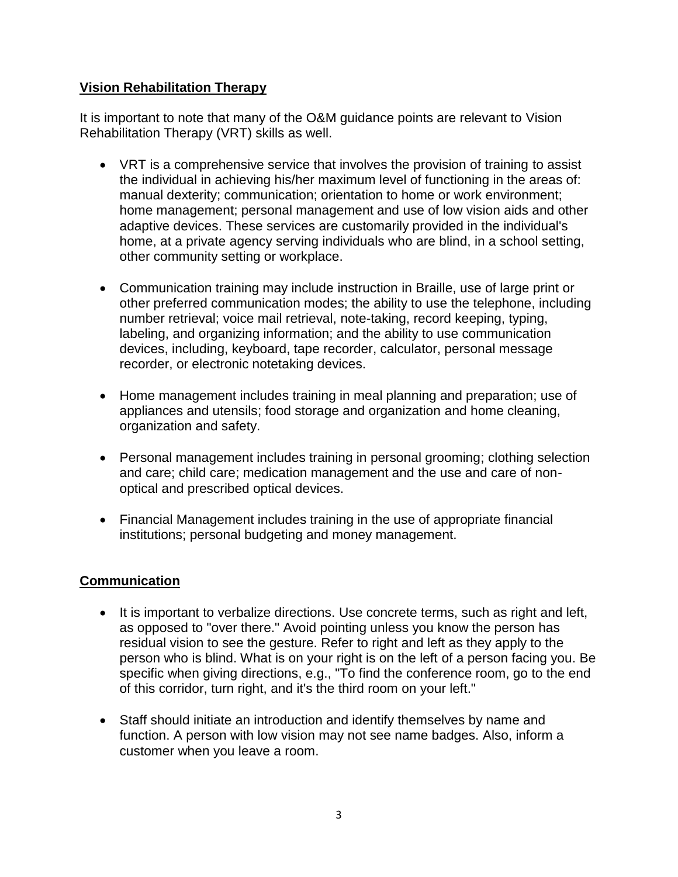## Vision Rehabilitation Therapy

It is important to note that many of the O&M guidance points are relevant to Vision Rehabilitation Therapy (VRT) skills as well.

- VRT is a comprehensive service that involves the provision of training to assist the individual in achieving his/her maximum level of functioning in the areas of: manual dexterity; communication; orientation to home or work environment; home management; personal management and use of low vision aids and other adaptive devices. These services are customarily provided in the individual's home, at a private agency serving individuals who are blind, in a school setting, other community setting or workplace.

- Communication training may include instruction in Braille, use of large print or other preferred communication modes; the ability to use the telephone, including number retrieval; voice mail retrieval, note-taking, record keeping, typing, labeling, and organizing information; and the ability to use communication devices, including, keyboard, tape recorder, calculator, personal message recorder, or electronic notetaking devices.

- Home management includes training in meal planning and preparation; use of appliances and utensils; food storage and organization and home cleaning, organization and safety.

- Personal management includes training in personal grooming; clothing selection and care; child care; medication management and the use and care of non-optical and prescribed optical devices.

- Financial Management includes training in the use of appropriate financial institutions; personal budgeting and money management.

## Communication

- It is important to verbalize directions. Use concrete terms, such as right and left, as opposed to "over there." Avoid pointing unless you know the person has residual vision to see the gesture. Refer to right and left as they apply to the person who is blind. What is on your right is on the left of a person facing you. Be specific when giving directions, e.g., "To find the conference room, go to the end of this corridor, turn right, and it's the third room on your left."

- Staff should initiate an introduction and identify themselves by name and function. A person with low vision may not see name badges. Also, inform a customer when you leave a room.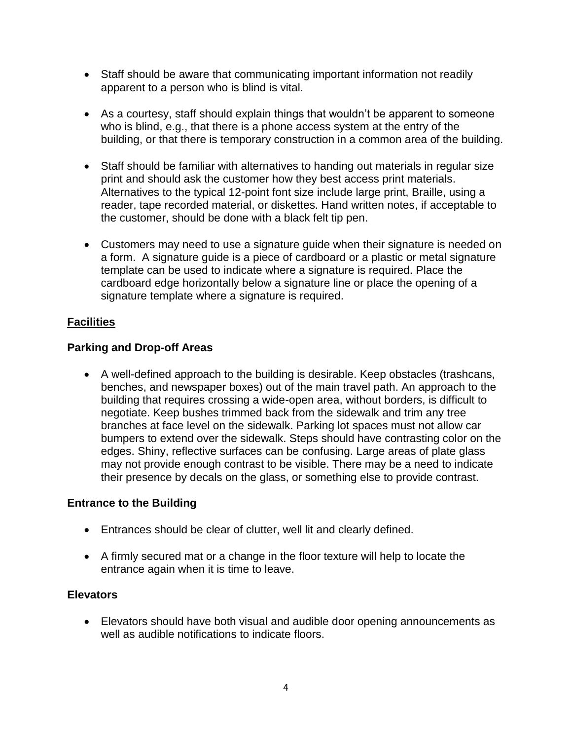- Staff should be aware that communicating important information not readily apparent to a person who is blind is vital.

- As a courtesy, staff should explain things that wouldn't be apparent to someone who is blind, e.g., that there is a phone access system at the entry of the building, or that there is temporary construction in a common area of the building.

- Staff should be familiar with alternatives to handing out materials in regular size print and should ask the customer how they best access print materials. Alternatives to the typical 12-point font size include large print, Braille, using a reader, tape recorded material, or diskettes. Hand written notes, if acceptable to the customer, should be done with a black felt tip pen.

- Customers may need to use a signature guide when their signature is needed on a form. A signature guide is a piece of cardboard or a plastic or metal signature template can be used to indicate where a signature is required. Place the cardboard edge horizontally below a signature line or place the opening of a signature template where a signature is required.

## Facilities

### Parking and Drop-off Areas

- A well-defined approach to the building is desirable. Keep obstacles (trashcans, benches, and newspaper boxes) out of the main travel path. An approach to the building that requires crossing a wide-open area, without borders, is difficult to negotiate. Keep bushes trimmed back from the sidewalk and trim any tree branches at face level on the sidewalk. Parking lot spaces must not allow car bumpers to extend over the sidewalk. Steps should have contrasting color on the edges. Shiny, reflective surfaces can be confusing. Large areas of plate glass may not provide enough contrast to be visible. There may be a need to indicate their presence by decals on the glass, or something else to provide contrast.

### Entrance to the Building

- Entrances should be clear of clutter, well lit and clearly defined.

- A firmly secured mat or a change in the floor texture will help to locate the entrance again when it is time to leave.

### Elevators

- Elevators should have both visual and audible door opening announcements as well as audible notifications to indicate floors.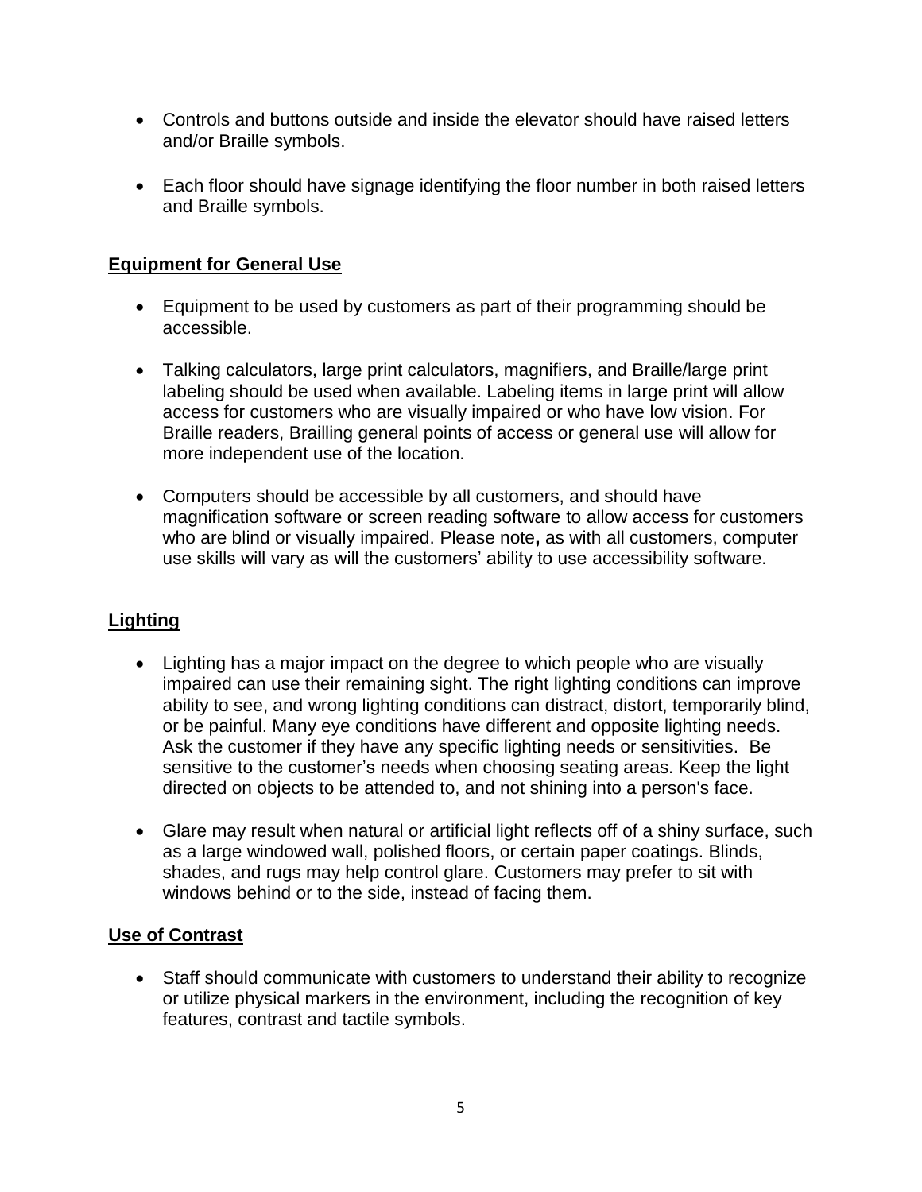- Controls and buttons outside and inside the elevator should have raised letters and/or Braille symbols.

- Each floor should have signage identifying the floor number in both raised letters and Braille symbols.

## Equipment for General Use

- Equipment to be used by customers as part of their programming should be accessible.

- Talking calculators, large print calculators, magnifiers, and Braille/large print labeling should be used when available. Labeling items in large print will allow access for customers who are visually impaired or who have low vision. For Braille readers, Brailling general points of access or general use will allow for more independent use of the location.

- Computers should be accessible by all customers, and should have magnification software or screen reading software to allow access for customers who are blind or visually impaired. Please note**,** as with all customers, computer use skills will vary as will the customers' ability to use accessibility software.

## Lighting

- Lighting has a major impact on the degree to which people who are visually impaired can use their remaining sight. The right lighting conditions can improve ability to see, and wrong lighting conditions can distract, distort, temporarily blind, or be painful. Many eye conditions have different and opposite lighting needs. Ask the customer if they have any specific lighting needs or sensitivities. Be sensitive to the customer's needs when choosing seating areas. Keep the light directed on objects to be attended to, and not shining into a person's face.

- Glare may result when natural or artificial light reflects off of a shiny surface, such as a large windowed wall, polished floors, or certain paper coatings. Blinds, shades, and rugs may help control glare. Customers may prefer to sit with windows behind or to the side, instead of facing them.

## Use of Contrast

- Staff should communicate with customers to understand their ability to recognize or utilize physical markers in the environment, including the recognition of key features, contrast and tactile symbols.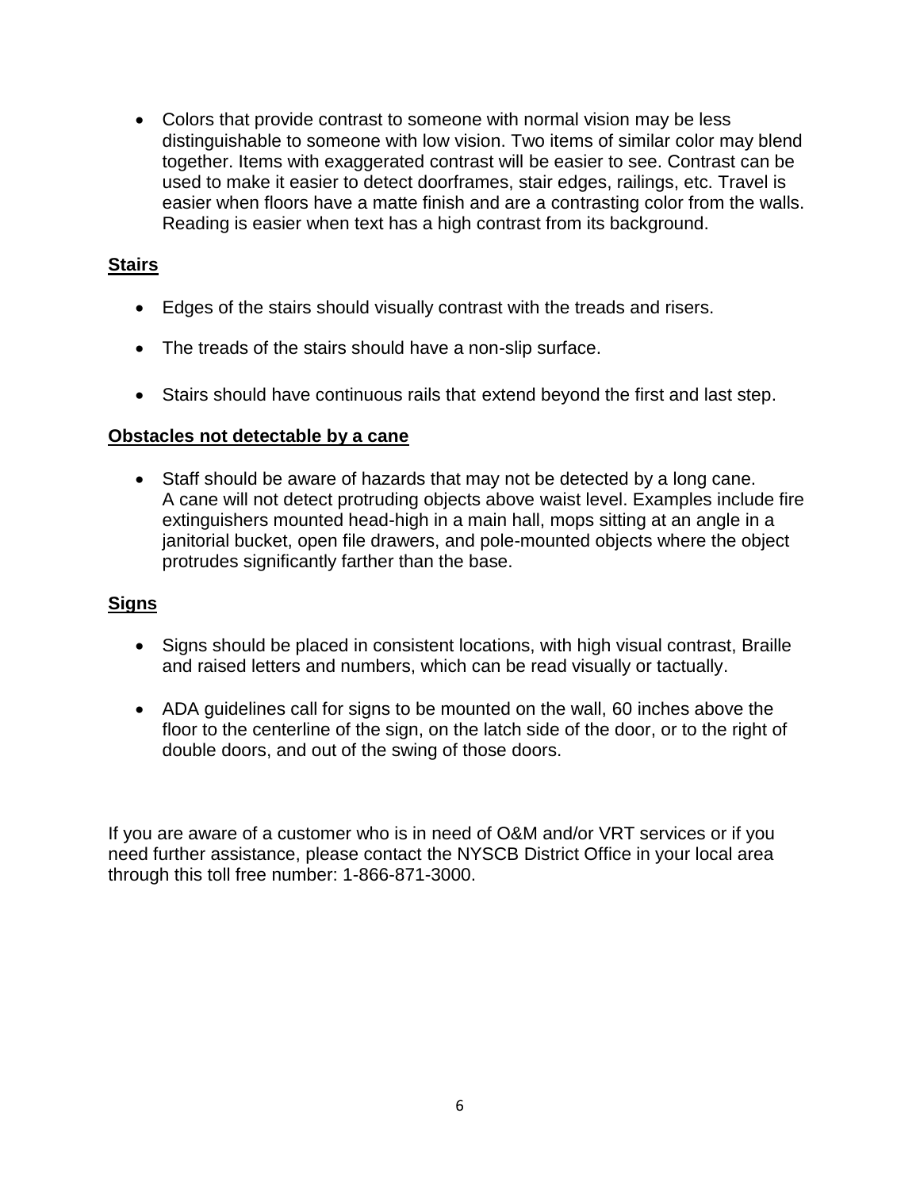- Colors that provide contrast to someone with normal vision may be less distinguishable to someone with low vision. Two items of similar color may blend together. Items with exaggerated contrast will be easier to see. Contrast can be used to make it easier to detect doorframes, stair edges, railings, etc. Travel is easier when floors have a matte finish and are a contrasting color from the walls. Reading is easier when text has a high contrast from its background.

## Stairs

- Edges of the stairs should visually contrast with the treads and risers.
- The treads of the stairs should have a non-slip surface.
- Stairs should have continuous rails that extend beyond the first and last step.

## Obstacles not detectable by a cane

- Staff should be aware of hazards that may not be detected by a long cane. A cane will not detect protruding objects above waist level. Examples include fire extinguishers mounted head-high in a main hall, mops sitting at an angle in a janitorial bucket, open file drawers, and pole-mounted objects where the object protrudes significantly farther than the base.

## Signs

- Signs should be placed in consistent locations, with high visual contrast, Braille and raised letters and numbers, which can be read visually or tactually.
- ADA guidelines call for signs to be mounted on the wall, 60 inches above the floor to the centerline of the sign, on the latch side of the door, or to the right of double doors, and out of the swing of those doors.

If you are aware of a customer who is in need of O&M and/or VRT services or if you need further assistance, please contact the NYSCB District Office in your local area through this toll free number: 1-866-871-3000.